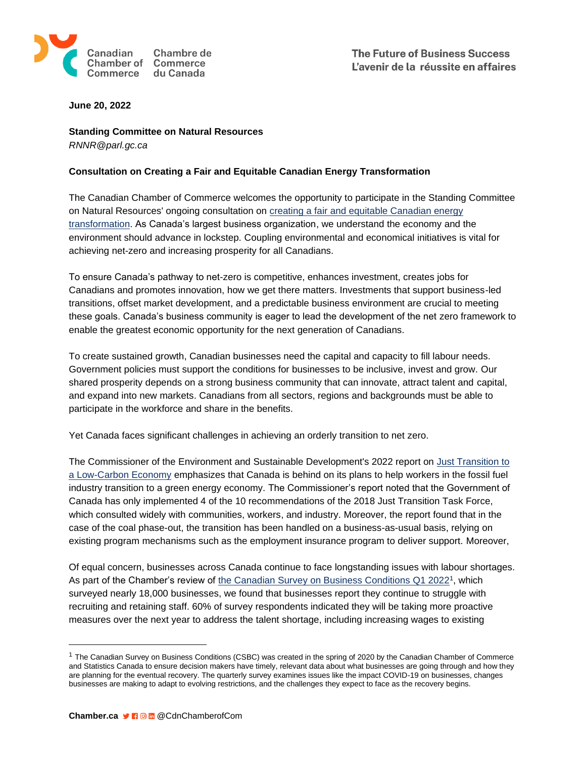**June 20, 2022**

**Standing Committee on Natural Resources**
*RNNR@parl.gc.ca*

**Consultation on Creating a Fair and Equitable Canadian Energy Transformation**

The Canadian Chamber of Commerce welcomes the opportunity to participate in the Standing Committee on Natural Resources' ongoing consultation on creating a fair and equitable Canadian energy transformation. As Canada's largest business organization, we understand the economy and the environment should advance in lockstep. Coupling environmental and economical initiatives is vital for achieving net-zero and increasing prosperity for all Canadians.

To ensure Canada's pathway to net-zero is competitive, enhances investment, creates jobs for Canadians and promotes innovation, how we get there matters. Investments that support business-led transitions, offset market development, and a predictable business environment are crucial to meeting these goals. Canada's business community is eager to lead the development of the net zero framework to enable the greatest economic opportunity for the next generation of Canadians.

To create sustained growth, Canadian businesses need the capital and capacity to fill labour needs. Government policies must support the conditions for businesses to be inclusive, invest and grow. Our shared prosperity depends on a strong business community that can innovate, attract talent and capital, and expand into new markets. Canadians from all sectors, regions and backgrounds must be able to participate in the workforce and share in the benefits.

Yet Canada faces significant challenges in achieving an orderly transition to net zero.

The Commissioner of the Environment and Sustainable Development's 2022 report on Just Transition to a Low-Carbon Economy emphasizes that Canada is behind on its plans to help workers in the fossil fuel industry transition to a green energy economy. The Commissioner's report noted that the Government of Canada has only implemented 4 of the 10 recommendations of the 2018 Just Transition Task Force, which consulted widely with communities, workers, and industry. Moreover, the report found that in the case of the coal phase-out, the transition has been handled on a business-as-usual basis, relying on existing program mechanisms such as the employment insurance program to deliver support. Moreover,

Of equal concern, businesses across Canada continue to face longstanding issues with labour shortages. As part of the Chamber's review of the Canadian Survey on Business Conditions Q1 2022[1], which surveyed nearly 18,000 businesses, we found that businesses report they continue to struggle with recruiting and retaining staff. 60% of survey respondents indicated they will be taking more proactive measures over the next year to address the talent shortage, including increasing wages to existing

[1] The Canadian Survey on Business Conditions (CSBC) was created in the spring of 2020 by the Canadian Chamber of Commerce and Statistics Canada to ensure decision makers have timely, relevant data about what businesses are going through and how they are planning for the eventual recovery. The quarterly survey examines issues like the impact COVID-19 on businesses, changes businesses are making to adapt to evolving restrictions, and the challenges they expect to face as the recovery begins.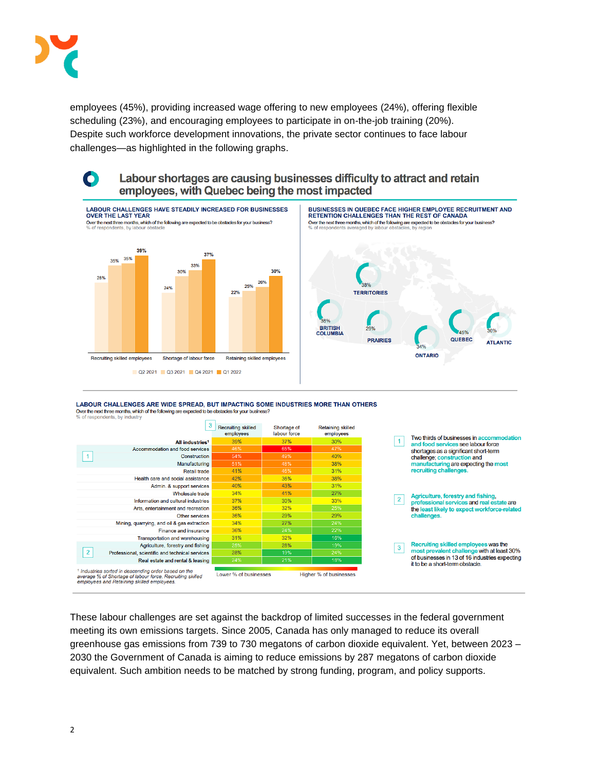employees (45%), providing increased wage offering to new employees (24%), offering flexible scheduling (23%), and encouraging employees to participate in on-the-job training (20%). Despite such workforce development innovations, the private sector continues to face labour challenges—as highlighted in the following graphs.

## Labour shortages are causing businesses difficulty to attract and retain employees, with Quebec being the most impacted

**LABOUR CHALLENGES HAVE STEADILY INCREASED FOR BUSINESSES OVER THE LAST YEAR**

Over the next three months, which of the following are expected to be obstacles for your business?
% of respondents, by labour obstacle

Recruiting skilled employees: 28%, 35%, 35%, 39%
Shortage of labour force: 24%, 30%, 33%, 37%
Retaining skilled employees: 22%, 25%, 26%, 30%

Q2 2021 | Q3 2021 | Q4 2021 | Q1 2022

**BUSINESSES IN QUEBEC FACE HIGHER EMPLOYEE RECRUITMENT AND RETENTION CHALLENGES THAN THE REST OF CANADA**

Over the next three months, which of the following are expected to be obstacles for your business?
% of respondents averaged by labour obstacles, by region

TERRITORIES 38%
BRITISH COLUMBIA 36%
PRAIRIES 29%
ONTARIO 34%
QUEBEC 45%
ATLANTIC 30%

**LABOUR CHALLENGES ARE WIDE SPREAD, BUT IMPACTING SOME INDUSTRIES MORE THAN OTHERS**

Over the next three months, which of the following are expected to be obstacles for your business?
% of respondents, by industry

| Industry | Recruiting skilled employees [3] | Shortage of labour force | Retaining skilled employees |
|---|---|---|---|
| **All industries**[1] | 39% | 37% | 30% |
| Accommodation and food services [1] | 46% | 65% | 47% |
| Construction [1] | 54% | 49% | 40% |
| Manufacturing [1] | 51% | 48% | 38% |
| Retail trade | 41% | 46% | 31% |
| Health care and social assistance | 42% | 36% | 38% |
| Admin. & support services | 40% | 43% | 31% |
| Wholesale trade | 34% | 41% | 27% |
| Information and cultural industries | 37% | 30% | 33% |
| Arts, entertainment and recreation | 36% | 32% | 25% |
| Other services | 36% | 29% | 29% |
| Mining, quarrying, and oil & gas extraction | 34% | 27% | 24% |
| Finance and insurance | 36% | 24% | 22% |
| Transportation and warehousing | 31% | 32% | 16% |
| Agriculture, forestry and fishing [2] | 25% | 28% | 19% |
| Professional, scientific and technical services [2] | 28% | 19% | 24% |
| Real estate and rental & leasing [2] | 24% | 21% | 18% |

Lower % of businesses — Higher % of businesses

[1] *Industries sorted in descending order based on the average % of Shortage of labour force, Recruiting skilled employees and Retaining skilled employees.*

1. Two thirds of businesses in accommodation and food services see labour force shortages as a significant short-term challenge; construction and manufacturing are expecting the most recruiting challenges.
2. Agriculture, forestry and fishing, professional services and real estate are the least likely to expect workforce-related challenges.
3. Recruiting skilled employees was the most prevalent challenge with at least 30% of businesses in 13 of 16 industries expecting it to be a short-term obstacle.

These labour challenges are set against the backdrop of limited successes in the federal government meeting its own emissions targets. Since 2005, Canada has only managed to reduce its overall greenhouse gas emissions from 739 to 730 megatons of carbon dioxide equivalent. Yet, between 2023 – 2030 the Government of Canada is aiming to reduce emissions by 287 megatons of carbon dioxide equivalent. Such ambition needs to be matched by strong funding, program, and policy supports.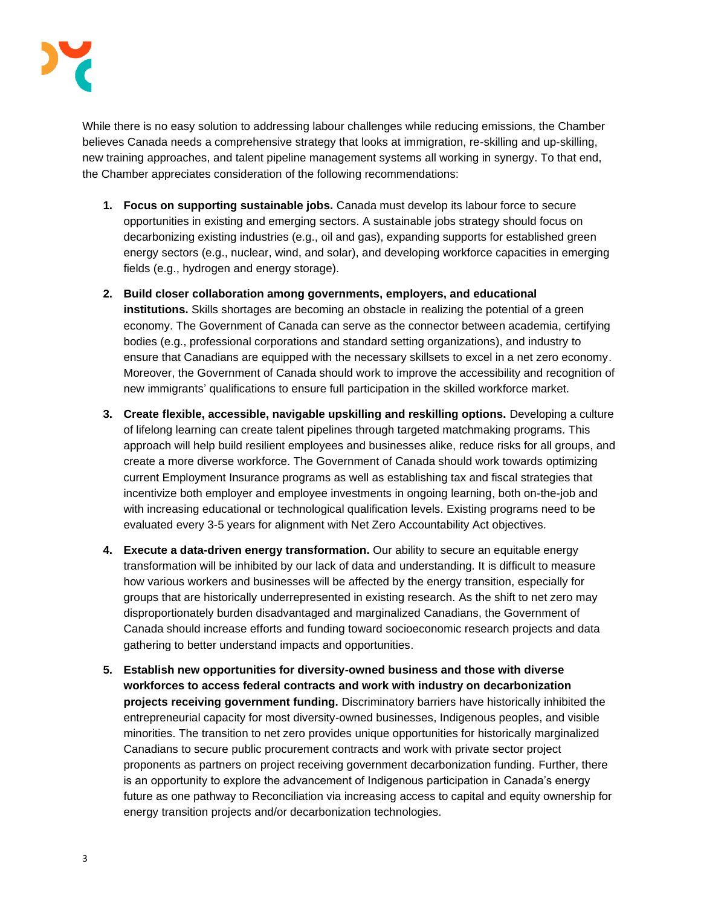While there is no easy solution to addressing labour challenges while reducing emissions, the Chamber believes Canada needs a comprehensive strategy that looks at immigration, re-skilling and up-skilling, new training approaches, and talent pipeline management systems all working in synergy. To that end, the Chamber appreciates consideration of the following recommendations:

1. **Focus on supporting sustainable jobs.** Canada must develop its labour force to secure opportunities in existing and emerging sectors. A sustainable jobs strategy should focus on decarbonizing existing industries (e.g., oil and gas), expanding supports for established green energy sectors (e.g., nuclear, wind, and solar), and developing workforce capacities in emerging fields (e.g., hydrogen and energy storage).

2. **Build closer collaboration among governments, employers, and educational institutions.** Skills shortages are becoming an obstacle in realizing the potential of a green economy. The Government of Canada can serve as the connector between academia, certifying bodies (e.g., professional corporations and standard setting organizations), and industry to ensure that Canadians are equipped with the necessary skillsets to excel in a net zero economy. Moreover, the Government of Canada should work to improve the accessibility and recognition of new immigrants' qualifications to ensure full participation in the skilled workforce market.

3. **Create flexible, accessible, navigable upskilling and reskilling options.** Developing a culture of lifelong learning can create talent pipelines through targeted matchmaking programs. This approach will help build resilient employees and businesses alike, reduce risks for all groups, and create a more diverse workforce. The Government of Canada should work towards optimizing current Employment Insurance programs as well as establishing tax and fiscal strategies that incentivize both employer and employee investments in ongoing learning, both on-the-job and with increasing educational or technological qualification levels. Existing programs need to be evaluated every 3-5 years for alignment with Net Zero Accountability Act objectives.

4. **Execute a data-driven energy transformation.** Our ability to secure an equitable energy transformation will be inhibited by our lack of data and understanding. It is difficult to measure how various workers and businesses will be affected by the energy transition, especially for groups that are historically underrepresented in existing research. As the shift to net zero may disproportionately burden disadvantaged and marginalized Canadians, the Government of Canada should increase efforts and funding toward socioeconomic research projects and data gathering to better understand impacts and opportunities.

5. **Establish new opportunities for diversity-owned business and those with diverse workforces to access federal contracts and work with industry on decarbonization projects receiving government funding.** Discriminatory barriers have historically inhibited the entrepreneurial capacity for most diversity-owned businesses, Indigenous peoples, and visible minorities. The transition to net zero provides unique opportunities for historically marginalized Canadians to secure public procurement contracts and work with private sector project proponents as partners on project receiving government decarbonization funding. Further, there is an opportunity to explore the advancement of Indigenous participation in Canada's energy future as one pathway to Reconciliation via increasing access to capital and equity ownership for energy transition projects and/or decarbonization technologies.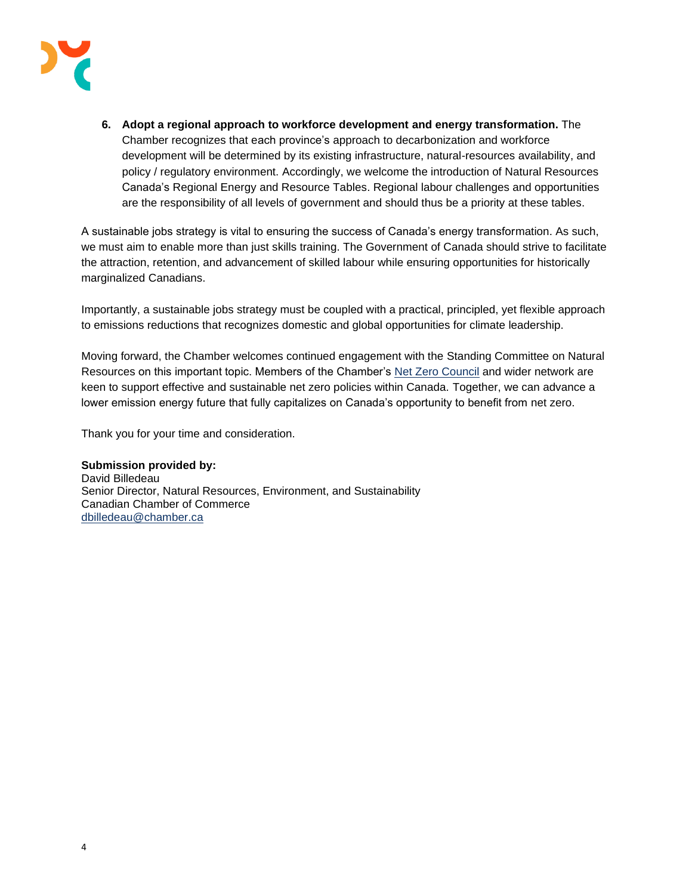6. **Adopt a regional approach to workforce development and energy transformation.** The Chamber recognizes that each province's approach to decarbonization and workforce development will be determined by its existing infrastructure, natural-resources availability, and policy / regulatory environment. Accordingly, we welcome the introduction of Natural Resources Canada's Regional Energy and Resource Tables. Regional labour challenges and opportunities are the responsibility of all levels of government and should thus be a priority at these tables.

A sustainable jobs strategy is vital to ensuring the success of Canada's energy transformation. As such, we must aim to enable more than just skills training. The Government of Canada should strive to facilitate the attraction, retention, and advancement of skilled labour while ensuring opportunities for historically marginalized Canadians.

Importantly, a sustainable jobs strategy must be coupled with a practical, principled, yet flexible approach to emissions reductions that recognizes domestic and global opportunities for climate leadership.

Moving forward, the Chamber welcomes continued engagement with the Standing Committee on Natural Resources on this important topic. Members of the Chamber's Net Zero Council and wider network are keen to support effective and sustainable net zero policies within Canada. Together, we can advance a lower emission energy future that fully capitalizes on Canada's opportunity to benefit from net zero.

Thank you for your time and consideration.

**Submission provided by:**
David Billedeau
Senior Director, Natural Resources, Environment, and Sustainability
Canadian Chamber of Commerce
dbilledeau@chamber.ca